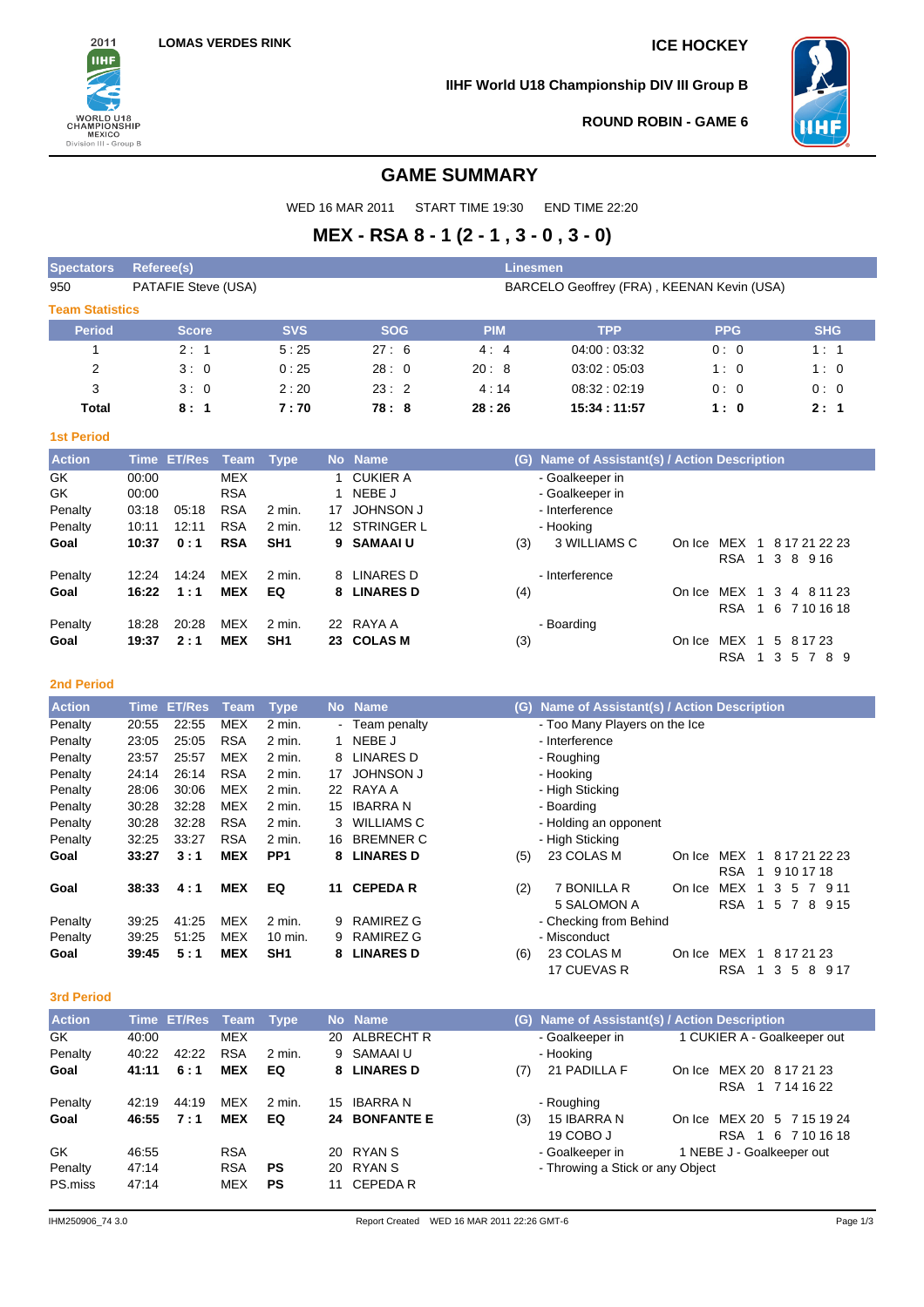LOMAS VERDES RINK

ICE HOCKEY

IIHF World U18 Championship DIV III Group B

ROUND ROBIN - GAME 6

# GAME SUMMARY

WED 16 MAR 2011 START TIME 19:30 END TIME 22:20

## MEX - RSA 8 - 1 (2 - 1 , 3 - 0 , 3 - 0)

| Spectators | Referee(s) | Linesmen |
|---|---|---|
| 950 | PATAFIE Steve (USA) | BARCELO Geoffrey (FRA) , KEENAN Kevin (USA) |

### Team Statistics

| Period | Score | SVS | SOG | PIM | TPP | PPG | SHG |
|---|---|---|---|---|---|---|---|
| 1 | 2 : 1 | 5 : 25 | 27 : 6 | 4 : 4 | 04:00 : 03:32 | 0 : 0 | 1 : 1 |
| 2 | 3 : 0 | 0 : 25 | 28 : 0 | 20 : 8 | 03:02 : 05:03 | 1 : 0 | 1 : 0 |
| 3 | 3 : 0 | 2 : 20 | 23 : 2 | 4 : 14 | 08:32 : 02:19 | 0 : 0 | 0 : 0 |
| **Total** | **8 : 1** | **7 : 70** | **78 : 8** | **28 : 26** | **15:34 : 11:57** | **1 : 0** | **2 : 1** |

### 1st Period

| Action | Time | ET/Res | Team | Type | No | Name | (G) | Name of Assistant(s) / Action Description | |
|---|---|---|---|---|---|---|---|---|---|
| GK | 00:00 | | MEX | | 1 | CUKIER A | | - Goalkeeper in | |
| GK | 00:00 | | RSA | | 1 | NEBE J | | - Goalkeeper in | |
| Penalty | 03:18 | 05:18 | RSA | 2 min. | 17 | JOHNSON J | | - Interference | |
| Penalty | 10:11 | 12:11 | RSA | 2 min. | 12 | STRINGER L | | - Hooking | |
| **Goal** | **10:37** | **0 : 1** | **RSA** | **SH1** | **9** | **SAMAAI U** | (3) | 3 WILLIAMS C | On Ice MEX 1 8 17 21 22 23 RSA 1 3 8 9 16 |
| Penalty | 12:24 | 14:24 | MEX | 2 min. | 8 | LINARES D | | - Interference | |
| **Goal** | **16:22** | **1 : 1** | **MEX** | **EQ** | **8** | **LINARES D** | (4) | | On Ice MEX 1 3 4 8 11 23 RSA 1 6 7 10 16 18 |
| Penalty | 18:28 | 20:28 | MEX | 2 min. | 22 | RAYA A | | - Boarding | |
| **Goal** | **19:37** | **2 : 1** | **MEX** | **SH1** | **23** | **COLAS M** | (3) | | On Ice MEX 1 5 8 17 23 RSA 1 3 5 7 8 9 |

### 2nd Period

| Action | Time | ET/Res | Team | Type | No | Name | (G) | Name of Assistant(s) / Action Description | |
|---|---|---|---|---|---|---|---|---|---|
| Penalty | 20:55 | 22:55 | MEX | 2 min. | - | Team penalty | | - Too Many Players on the Ice | |
| Penalty | 23:05 | 25:05 | RSA | 2 min. | 1 | NEBE J | | - Interference | |
| Penalty | 23:57 | 25:57 | MEX | 2 min. | 8 | LINARES D | | - Roughing | |
| Penalty | 24:14 | 26:14 | RSA | 2 min. | 17 | JOHNSON J | | - Hooking | |
| Penalty | 28:06 | 30:06 | MEX | 2 min. | 22 | RAYA A | | - High Sticking | |
| Penalty | 30:28 | 32:28 | MEX | 2 min. | 15 | IBARRA N | | - Boarding | |
| Penalty | 30:28 | 32:28 | RSA | 2 min. | 3 | WILLIAMS C | | - Holding an opponent | |
| Penalty | 32:25 | 33:27 | RSA | 2 min. | 16 | BREMNER C | | - High Sticking | |
| **Goal** | **33:27** | **3 : 1** | **MEX** | **PP1** | **8** | **LINARES D** | (5) | 23 COLAS M | On Ice MEX 1 8 17 21 22 23 RSA 1 9 10 17 18 |
| **Goal** | **38:33** | **4 : 1** | **MEX** | **EQ** | **11** | **CEPEDA R** | (2) | 7 BONILLA R 5 SALOMON A | On Ice MEX 1 3 5 7 9 11 RSA 1 5 7 8 9 15 |
| Penalty | 39:25 | 41:25 | MEX | 2 min. | 9 | RAMIREZ G | | - Checking from Behind | |
| Penalty | 39:25 | 51:25 | MEX | 10 min. | 9 | RAMIREZ G | | - Misconduct | |
| **Goal** | **39:45** | **5 : 1** | **MEX** | **SH1** | **8** | **LINARES D** | (6) | 23 COLAS M 17 CUEVAS R | On Ice MEX 1 8 17 21 23 RSA 1 3 5 8 9 17 |

### 3rd Period

| Action | Time | ET/Res | Team | Type | No | Name | (G) | Name of Assistant(s) / Action Description | |
|---|---|---|---|---|---|---|---|---|---|
| GK | 40:00 | | MEX | | 20 | ALBRECHT R | | - Goalkeeper in | 1 CUKIER A - Goalkeeper out |
| Penalty | 40:22 | 42:22 | RSA | 2 min. | 9 | SAMAAI U | | - Hooking | |
| **Goal** | **41:11** | **6 : 1** | **MEX** | **EQ** | **8** | **LINARES D** | (7) | 21 PADILLA F | On Ice MEX 20 8 17 21 23 RSA 1 7 14 16 22 |
| Penalty | 42:19 | 44:19 | MEX | 2 min. | 15 | IBARRA N | | - Roughing | |
| **Goal** | **46:55** | **7 : 1** | **MEX** | **EQ** | **24** | **BONFANTE E** | (3) | 15 IBARRA N 19 COBO J | On Ice MEX 20 5 7 15 19 24 RSA 1 6 7 10 16 18 |
| GK | 46:55 | | RSA | | 20 | RYAN S | | - Goalkeeper in | 1 NEBE J - Goalkeeper out |
| Penalty | 47:14 | | RSA | PS | 20 | RYAN S | | - Throwing a Stick or any Object | |
| PS.miss | 47:14 | | MEX | PS | 11 | CEPEDA R | | | |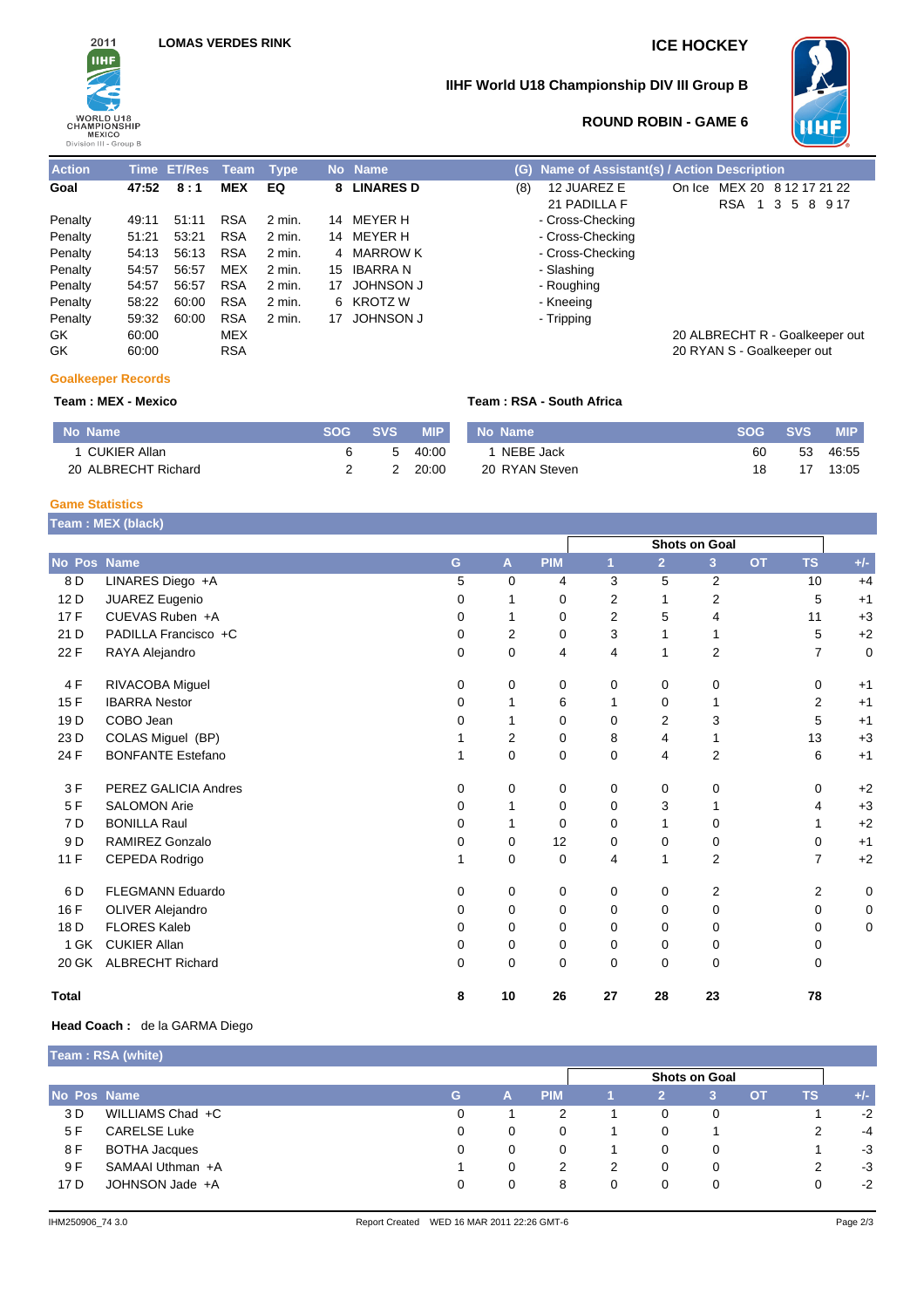2011 IIHF WORLD U18 CHAMPIONSHIP MEXICO Division III - Group B

LOMAS VERDES RINK

# ICE HOCKEY

## IIHF World U18 Championship DIV III Group B

### ROUND ROBIN - GAME 6

| Action | Time | ET/Res | Team | Type | No | Name | (G) | Name of Assistant(s) / Action Description | |
|---|---|---|---|---|---|---|---|---|---|
| Goal | 47:52 | 8 : 1 | MEX | EQ | 8 | LINARES D | (8) | 12 JUAREZ E<br>21 PADILLA F | On Ice MEX 20 8 12 17 21 22<br>RSA 1 3 5 8 9 17 |
| Penalty | 49:11 | 51:11 | RSA | 2 min. | 14 | MEYER H | | - Cross-Checking | |
| Penalty | 51:21 | 53:21 | RSA | 2 min. | 14 | MEYER H | | - Cross-Checking | |
| Penalty | 54:13 | 56:13 | RSA | 2 min. | 4 | MARROW K | | - Cross-Checking | |
| Penalty | 54:57 | 56:57 | MEX | 2 min. | 15 | IBARRA N | | - Slashing | |
| Penalty | 54:57 | 56:57 | RSA | 2 min. | 17 | JOHNSON J | | - Roughing | |
| Penalty | 58:22 | 60:00 | RSA | 2 min. | 6 | KROTZ W | | - Kneeing | |
| Penalty | 59:32 | 60:00 | RSA | 2 min. | 17 | JOHNSON J | | - Tripping | |
| GK | 60:00 | | MEX | | | | | | 20 ALBRECHT R - Goalkeeper out |
| GK | 60:00 | | RSA | | | | | | 20 RYAN S - Goalkeeper out |

### Goalkeeper Records

**Team : MEX - Mexico**

| No | Name | SOG | SVS | MIP |
|---|---|---|---|---|
| 1 | CUKIER Allan | 6 | 5 | 40:00 |
| 20 | ALBRECHT Richard | 2 | 2 | 20:00 |

**Team : RSA - South Africa**

| No | Name | SOG | SVS | MIP |
|---|---|---|---|---|
| 1 | NEBE Jack | 60 | 53 | 46:55 |
| 20 | RYAN Steven | 18 | 17 | 13:05 |

### Game Statistics

**Team : MEX (black)**

| No | Pos | Name | G | A | PIM | Shots on Goal 1 | 2 | 3 | OT | TS | +/- |
|---|---|---|---|---|---|---|---|---|---|---|---|
| 8 | D | LINARES Diego +A | 5 | 0 | 4 | 3 | 5 | 2 | | 10 | +4 |
| 12 | D | JUAREZ Eugenio | 0 | 1 | 0 | 2 | 1 | 2 | | 5 | +1 |
| 17 | F | CUEVAS Ruben +A | 0 | 1 | 0 | 2 | 5 | 4 | | 11 | +3 |
| 21 | D | PADILLA Francisco +C | 0 | 2 | 0 | 3 | 1 | 1 | | 5 | +2 |
| 22 | F | RAYA Alejandro | 0 | 0 | 4 | 4 | 1 | 2 | | 7 | 0 |
| 4 | F | RIVACOBA Miguel | 0 | 0 | 0 | 0 | 0 | 0 | | 0 | +1 |
| 15 | F | IBARRA Nestor | 0 | 1 | 6 | 1 | 0 | 1 | | 2 | +1 |
| 19 | D | COBO Jean | 0 | 1 | 0 | 0 | 2 | 3 | | 5 | +1 |
| 23 | D | COLAS Miguel (BP) | 1 | 2 | 0 | 8 | 4 | 1 | | 13 | +3 |
| 24 | F | BONFANTE Estefano | 1 | 0 | 0 | 0 | 4 | 2 | | 6 | +1 |
| 3 | F | PEREZ GALICIA Andres | 0 | 0 | 0 | 0 | 0 | 0 | | 0 | +2 |
| 5 | F | SALOMON Arie | 0 | 1 | 0 | 0 | 3 | 1 | | 4 | +3 |
| 7 | D | BONILLA Raul | 0 | 1 | 0 | 0 | 1 | 0 | | 1 | +2 |
| 9 | D | RAMIREZ Gonzalo | 0 | 0 | 12 | 0 | 0 | 0 | | 0 | +1 |
| 11 | F | CEPEDA Rodrigo | 1 | 0 | 0 | 4 | 1 | 2 | | 7 | +2 |
| 6 | D | FLEGMANN Eduardo | 0 | 0 | 0 | 0 | 0 | 2 | | 2 | 0 |
| 16 | F | OLIVER Alejandro | 0 | 0 | 0 | 0 | 0 | 0 | | 0 | 0 |
| 18 | D | FLORES Kaleb | 0 | 0 | 0 | 0 | 0 | 0 | | 0 | 0 |
| 1 | GK | CUKIER Allan | 0 | 0 | 0 | 0 | 0 | 0 | | 0 | |
| 20 | GK | ALBRECHT Richard | 0 | 0 | 0 | 0 | 0 | 0 | | 0 | |
| **Total** | | | **8** | **10** | **26** | **27** | **28** | **23** | | **78** | |

**Head Coach :** de la GARMA Diego

**Team : RSA (white)**

| No | Pos | Name | G | A | PIM | Shots on Goal 1 | 2 | 3 | OT | TS | +/- |
|---|---|---|---|---|---|---|---|---|---|---|---|
| 3 | D | WILLIAMS Chad +C | 0 | 1 | 2 | 1 | 0 | 0 | | 1 | -2 |
| 5 | F | CARELSE Luke | 0 | 0 | 0 | 1 | 0 | 1 | | 2 | -4 |
| 8 | F | BOTHA Jacques | 0 | 0 | 0 | 1 | 0 | 0 | | 1 | -3 |
| 9 | F | SAMAAI Uthman +A | 1 | 0 | 2 | 2 | 0 | 0 | | 2 | -3 |
| 17 | D | JOHNSON Jade +A | 0 | 0 | 8 | 0 | 0 | 0 | | 0 | -2 |

IHM250906_74 3.0 Report Created WED 16 MAR 2011 22:26 GMT-6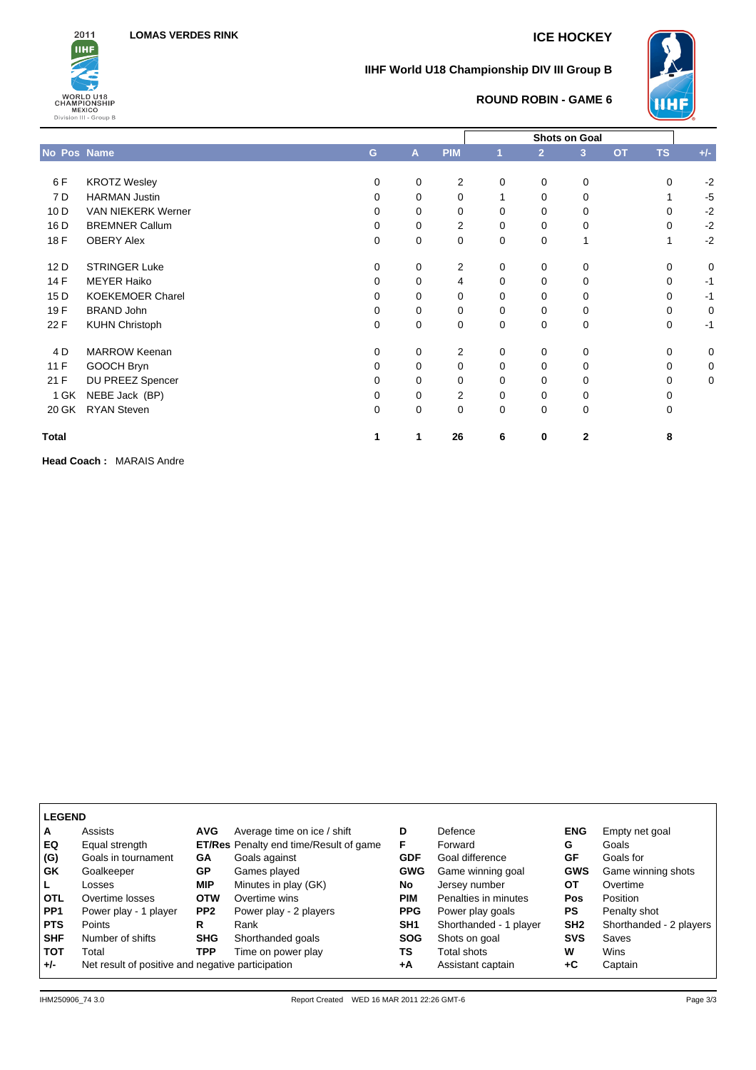LOMAS VERDES RINK

ICE HOCKEY

IIHF World U18 Championship DIV III Group B

ROUND ROBIN - GAME 6

| No | Pos | Name | G | A | PIM | Shots on Goal 1 | 2 | 3 | OT | TS | +/- |
|---|---|---|---|---|---|---|---|---|---|---|---|
| 6 | F | KROTZ Wesley | 0 | 0 | 2 | 0 | 0 | 0 | | 0 | -2 |
| 7 | D | HARMAN Justin | 0 | 0 | 0 | 1 | 0 | 0 | | 1 | -5 |
| 10 | D | VAN NIEKERK Werner | 0 | 0 | 0 | 0 | 0 | 0 | | 0 | -2 |
| 16 | D | BREMNER Callum | 0 | 0 | 2 | 0 | 0 | 0 | | 0 | -2 |
| 18 | F | OBERY Alex | 0 | 0 | 0 | 0 | 0 | 1 | | 1 | -2 |
| 12 | D | STRINGER Luke | 0 | 0 | 2 | 0 | 0 | 0 | | 0 | 0 |
| 14 | F | MEYER Haiko | 0 | 0 | 4 | 0 | 0 | 0 | | 0 | -1 |
| 15 | D | KOEKEMOER Charel | 0 | 0 | 0 | 0 | 0 | 0 | | 0 | -1 |
| 19 | F | BRAND John | 0 | 0 | 0 | 0 | 0 | 0 | | 0 | 0 |
| 22 | F | KUHN Christoph | 0 | 0 | 0 | 0 | 0 | 0 | | 0 | -1 |
| 4 | D | MARROW Keenan | 0 | 0 | 2 | 0 | 0 | 0 | | 0 | 0 |
| 11 | F | GOOCH Bryn | 0 | 0 | 0 | 0 | 0 | 0 | | 0 | 0 |
| 21 | F | DU PREEZ Spencer | 0 | 0 | 0 | 0 | 0 | 0 | | 0 | 0 |
| 1 | GK | NEBE Jack (BP) | 0 | 0 | 2 | 0 | 0 | 0 | | 0 | |
| 20 | GK | RYAN Steven | 0 | 0 | 0 | 0 | 0 | 0 | | 0 | |
| **Total** | | | **1** | **1** | **26** | **6** | **0** | **2** | | **8** | |

**Head Coach :** MARAIS Andre

**LEGEND**

| | | | | | | | |
|---|---|---|---|---|---|---|---|
| **A** | Assists | **AVG** | Average time on ice / shift | **D** | Defence | **ENG** | Empty net goal |
| **EQ** | Equal strength | **ET/Res** | Penalty end time/Result of game | **F** | Forward | **G** | Goals |
| **(G)** | Goals in tournament | **GA** | Goals against | **GDF** | Goal difference | **GF** | Goals for |
| **GK** | Goalkeeper | **GP** | Games played | **GWG** | Game winning goal | **GWS** | Game winning shots |
| **L** | Losses | **MIP** | Minutes in play (GK) | **No** | Jersey number | **OT** | Overtime |
| **OTL** | Overtime losses | **OTW** | Overtime wins | **PIM** | Penalties in minutes | **Pos** | Position |
| **PP1** | Power play - 1 player | **PP2** | Power play - 2 players | **PPG** | Power play goals | **PS** | Penalty shot |
| **PTS** | Points | **R** | Rank | **SH1** | Shorthanded - 1 player | **SH2** | Shorthanded - 2 players |
| **SHF** | Number of shifts | **SHG** | Shorthanded goals | **SOG** | Shots on goal | **SVS** | Saves |
| **TOT** | Total | **TPP** | Time on power play | **TS** | Total shots | **W** | Wins |
| **+/-** | Net result of positive and negative participation | | | **+A** | Assistant captain | **+C** | Captain |

IHM250906_74 3.0 Report Created WED 16 MAR 2011 22:26 GMT-6